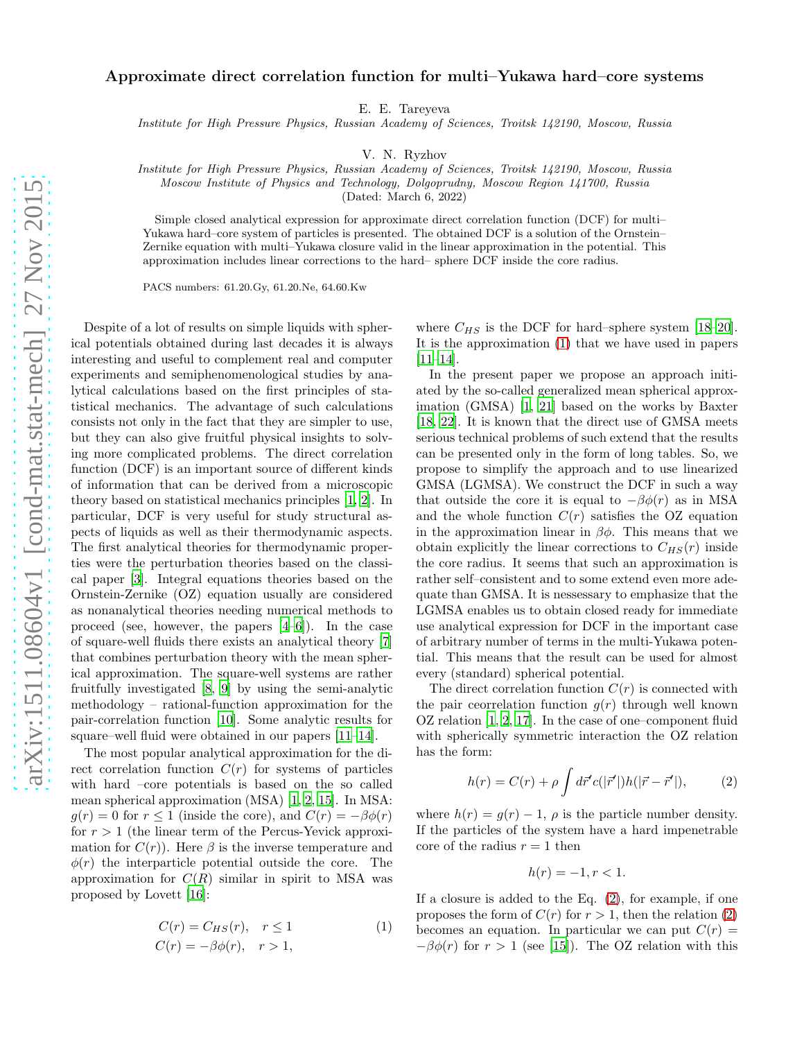# Approximate direct correlation function for multi–Yukawa hard–core systems

E. E. Tareyeva

*Institute for High Pressure Physics, Russian Academy of Sciences, Troitsk 142190, Moscow, Russia*

V. N. Ryzhov

*Institute for High Pressure Physics, Russian Academy of Sciences, Troitsk 142190, Moscow, Russia*
*Moscow Institute of Physics and Technology, Dolgoprudny, Moscow Region 141700, Russia*

(Dated: March 6, 2022)

Simple closed analytical expression for approximate direct correlation function (DCF) for multi–Yukawa hard–core system of particles is presented. The obtained DCF is a solution of the Ornstein–Zernike equation with multi–Yukawa closure valid in the linear approximation in the potential. This approximation includes linear corrections to the hard– sphere DCF inside the core radius.

PACS numbers: 61.20.Gy, 61.20.Ne, 64.60.Kw

Despite of a lot of results on simple liquids with spherical potentials obtained during last decades it is always interesting and useful to complement real and computer experiments and semiphenomenological studies by analytical calculations based on the first principles of statistical mechanics. The advantage of such calculations consists not only in the fact that they are simpler to use, but they can also give fruitful physical insights to solving more complicated problems. The direct correlation function (DCF) is an important source of different kinds of information that can be derived from a microscopic theory based on statistical mechanics principles [1, 2]. In particular, DCF is very useful for study structural aspects of liquids as well as their thermodynamic aspects. The first analytical theories for thermodynamic properties were the perturbation theories based on the classical paper [3]. Integral equations theories based on the Ornstein-Zernike (OZ) equation usually are considered as nonanalytical theories needing numerical methods to proceed (see, however, the papers [4–6]). In the case of square-well fluids there exists an analytical theory [7] that combines perturbation theory with the mean spherical approximation. The square-well systems are rather fruitfully investigated [8, 9] by using the semi-analytic methodology – rational-function approximation for the pair-correlation function [10]. Some analytic results for square–well fluid were obtained in our papers [11–14].

The most popular analytical approximation for the direct correlation function $C(r)$ for systems of particles with hard –core potentials is based on the so called mean spherical approximation (MSA) [1, 2, 15]. In MSA: $g(r) = 0$ for $r \leq 1$ (inside the core), and $C(r) = -\beta\phi(r)$ for $r > 1$ (the linear term of the Percus-Yevick approximation for $C(r)$). Here $\beta$ is the inverse temperature and $\phi(r)$ the interparticle potential outside the core. The approximation for $C(R)$ similar in spirit to MSA was proposed by Lovett [16]:

$$
\begin{aligned}
C(r) &= C_{HS}(r), \quad r \leq 1 \\
C(r) &= -\beta\phi(r), \quad r > 1,
\end{aligned}
\tag{1}
$$

where $C_{HS}$ is the DCF for hard–sphere system [18–20]. It is the approximation (1) that we have used in papers [11–14].

In the present paper we propose an approach initiated by the so-called generalized mean spherical approximation (GMSA) [1, 21] based on the works by Baxter [18, 22]. It is known that the direct use of GMSA meets serious technical problems of such extend that the results can be presented only in the form of long tables. So, we propose to simplify the approach and to use linearized GMSA (LGMSA). We construct the DCF in such a way that outside the core it is equal to $-\beta\phi(r)$ as in MSA and the whole function $C(r)$ satisfies the OZ equation in the approximation linear in $\beta\phi$. This means that we obtain explicitly the linear corrections to $C_{HS}(r)$ inside the core radius. It seems that such an approximation is rather self–consistent and to some extend even more adequate than GMSA. It is nessessary to emphasize that the LGMSA enables us to obtain closed ready for immediate use analytical expression for DCF in the important case of arbitrary number of terms in the multi-Yukawa potential. This means that the result can be used for almost every (standard) spherical potential.

The direct correlation function $C(r)$ is connected with the pair ceorrelation function $g(r)$ through well known OZ relation [1, 2, 17]. In the case of one–component fluid with spherically symmetric interaction the OZ relation has the form:

$$
h(r) = C(r) + \rho \int d\vec{r}' c(|\vec{r}'|)h(|\vec{r} - \vec{r}'|), \tag{2}
$$

where $h(r) = g(r) - 1$, $\rho$ is the particle number density. If the particles of the system have a hard impenetrable core of the radius $r = 1$ then

$$
h(r) = -1, r < 1.
$$

If a closure is added to the Eq. (2), for example, if one proposes the form of $C(r)$ for $r > 1$, then the relation (2) becomes an equation. In particular we can put $C(r) = -\beta\phi(r)$ for $r > 1$ (see [15]). The OZ relation with this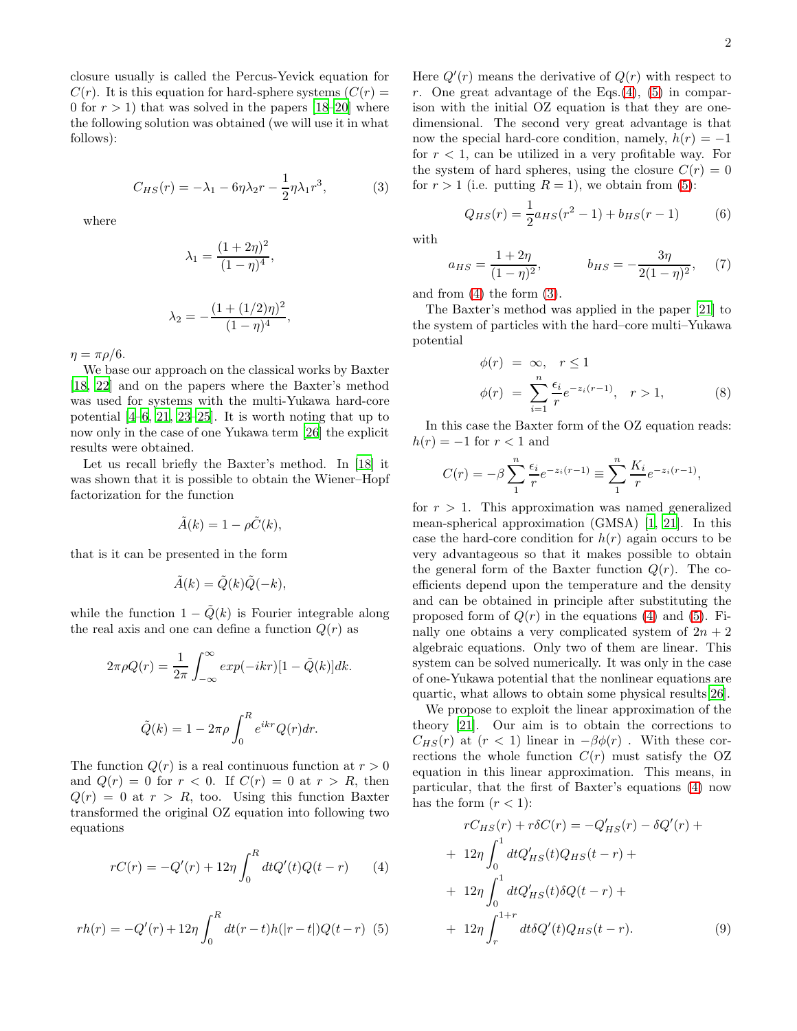closure usually is called the Percus-Yevick equation for $C(r)$. It is this equation for hard-sphere systems ($C(r) = 0$ for $r > 1$) that was solved in the papers [18–20] where the following solution was obtained (we will use it in what follows):

$$C_{HS}(r) = -\lambda_1 - 6\eta\lambda_2 r - \frac{1}{2}\eta\lambda_1 r^3, \tag{3}$$

where

$$\lambda_1 = \frac{(1+2\eta)^2}{(1-\eta)^4},$$

$$\lambda_2 = -\frac{(1+(1/2)\eta)^2}{(1-\eta)^4},$$

$\eta = \pi\rho/6$.

We base our approach on the classical works by Baxter [18, 22] and on the papers where the Baxter's method was used for systems with the multi-Yukawa hard-core potential [4–6, 21, 23–25]. It is worth noting that up to now only in the case of one Yukawa term [26] the explicit results were obtained.

Let us recall briefly the Baxter's method. In [18] it was shown that it is possible to obtain the Wiener–Hopf factorization for the function

$$\tilde{A}(k) = 1 - \rho\tilde{C}(k),$$

that is it can be presented in the form

$$\tilde{A}(k) = \tilde{Q}(k)\tilde{Q}(-k),$$

while the function $1 - \tilde{Q}(k)$ is Fourier integrable along the real axis and one can define a function $Q(r)$ as

$$2\pi\rho Q(r) = \frac{1}{2\pi}\int_{-\infty}^{\infty} exp(-ikr)[1-\tilde{Q}(k)]dk.$$

$$\tilde{Q}(k) = 1 - 2\pi\rho\int_0^R e^{ikr}Q(r)dr.$$

The function $Q(r)$ is a real continuous function at $r > 0$ and $Q(r) = 0$ for $r < 0$. If $C(r) = 0$ at $r > R$, then $Q(r) = 0$ at $r > R$, too. Using this function Baxter transformed the original OZ equation into following two equations

$$rC(r) = -Q'(r) + 12\eta\int_0^R dtQ'(t)Q(t-r) \tag{4}$$

$$rh(r) = -Q'(r) + 12\eta\int_0^R dt(r-t)h(|r-t|)Q(t-r) \tag{5}$$

Here $Q'(r)$ means the derivative of $Q(r)$ with respect to $r$. One great advantage of the Eqs.(4), (5) in comparison with the initial OZ equation is that they are one-dimensional. The second very great advantage is that now the special hard-core condition, namely, $h(r) = -1$ for $r < 1$, can be utilized in a very profitable way. For the system of hard spheres, using the closure $C(r) = 0$ for $r > 1$ (i.e. putting $R = 1$), we obtain from (5):

$$Q_{HS}(r) = \frac{1}{2}a_{HS}(r^2-1) + b_{HS}(r-1) \tag{6}$$

with

$$a_{HS} = \frac{1+2\eta}{(1-\eta)^2}, \qquad b_{HS} = -\frac{3\eta}{2(1-\eta)^2}, \tag{7}$$

and from (4) the form (3).

The Baxter's method was applied in the paper [21] to the system of particles with the hard–core multi–Yukawa potential

$$\begin{aligned}\phi(r) &= \infty, \quad r \le 1\\ \phi(r) &= \sum_{i=1}^{n}\frac{\epsilon_i}{r}e^{-z_i(r-1)}, \quad r > 1,\end{aligned} \tag{8}$$

In this case the Baxter form of the OZ equation reads: $h(r) = -1$ for $r < 1$ and

$$C(r) = -\beta\sum_1^n\frac{\epsilon_i}{r}e^{-z_i(r-1)} \equiv \sum_1^n\frac{K_i}{r}e^{-z_i(r-1)},$$

for $r > 1$. This approximation was named generalized mean-spherical approximation (GMSA) [1, 21]. In this case the hard-core condition for $h(r)$ again occurs to be very advantageous so that it makes possible to obtain the general form of the Baxter function $Q(r)$. The coefficients depend upon the temperature and the density and can be obtained in principle after substituting the proposed form of $Q(r)$ in the equations (4) and (5). Finally one obtains a very complicated system of $2n+2$ algebraic equations. Only two of them are linear. This system can be solved numerically. It was only in the case of one-Yukawa potential that the nonlinear equations are quartic, what allows to obtain some physical results[26].

We propose to exploit the linear approximation of the theory [21]. Our aim is to obtain the corrections to $C_{HS}(r)$ at ($r < 1$) linear in $-\beta\phi(r)$ . With these corrections the whole function $C(r)$ must satisfy the OZ equation in this linear approximation. This means, in particular, that the first of Baxter's equations (4) now has the form ($r < 1$):

$$\begin{aligned}&rC_{HS}(r) + r\delta C(r) = -Q'_{HS}(r) - \delta Q'(r) +\\ &+\ 12\eta\int_0^1 dtQ'_{HS}(t)Q_{HS}(t-r) +\\ &+\ 12\eta\int_0^1 dtQ'_{HS}(t)\delta Q(t-r) +\\ &+\ 12\eta\int_r^{1+r} dt\delta Q'(t)Q_{HS}(t-r).\end{aligned} \tag{9}$$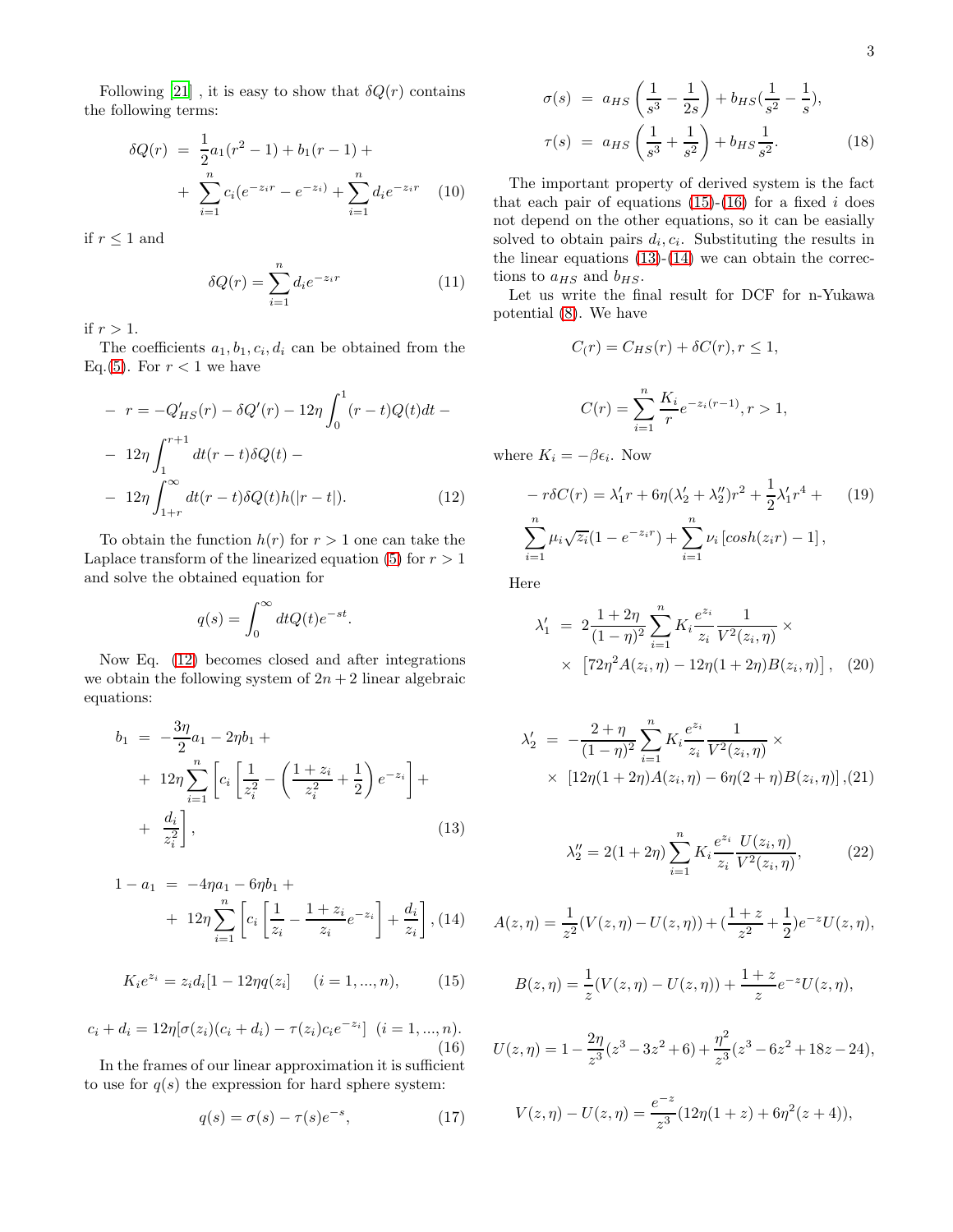Following [21] , it is easy to show that $\delta Q(r)$ contains the following terms:

$$\delta Q(r) = \frac{1}{2}a_1(r^2-1) + b_1(r-1) + + \sum_{i=1}^{n} c_i(e^{-z_i r} - e^{-z_i}) + \sum_{i=1}^{n} d_i e^{-z_i r} \quad (10)$$

if $r \leq 1$ and

$$\delta Q(r) = \sum_{i=1}^{n} d_i e^{-z_i r} \quad (11)$$

if $r > 1$.

The coefficients $a_1, b_1, c_i, d_i$ can be obtained from the Eq.(5). For $r < 1$ we have

$$\begin{aligned} - \ r &= -Q'_{HS}(r) - \delta Q'(r) - 12\eta \int_0^1 (r-t)Q(t)dt - \\ - \ & 12\eta \int_1^{r+1} dt(r-t)\delta Q(t) - \\ - \ & 12\eta \int_{1+r}^{\infty} dt(r-t)\delta Q(t)h(|r-t|). \end{aligned} \quad (12)$$

To obtain the function $h(r)$ for $r > 1$ one can take the Laplace transform of the linearized equation (5) for $r > 1$ and solve the obtained equation for

$$q(s) = \int_0^{\infty} dt Q(t) e^{-st}.$$

Now Eq. (12) becomes closed and after integrations we obtain the following system of $2n+2$ linear algebraic equations:

$$\begin{aligned} b_1 &= -\frac{3\eta}{2}a_1 - 2\eta b_1 + \\ &+ \ 12\eta \sum_{i=1}^{n} \left[ c_i \left[ \frac{1}{z_i^2} - \left( \frac{1+z_i}{z_i^2} + \frac{1}{2} \right) e^{-z_i} \right] + \right. \\ &+ \left. \frac{d_i}{z_i^2} \right], \end{aligned} \quad (13)$$

$$\begin{aligned} 1 - a_1 &= -4\eta a_1 - 6\eta b_1 + \\ &+ \ 12\eta \sum_{i=1}^{n} \left[ c_i \left[ \frac{1}{z_i} - \frac{1+z_i}{z_i} e^{-z_i} \right] + \frac{d_i}{z_i} \right], \end{aligned} \quad (14)$$

$$K_i e^{z_i} = z_i d_i [1 - 12\eta q(z_i)] \quad (i = 1, ..., n), \quad (15)$$

$$c_i + d_i = 12\eta [\sigma(z_i)(c_i + d_i) - \tau(z_i) c_i e^{-z_i}] \ \ (i = 1, ..., n). \quad (16)$$

In the frames of our linear approximation it is sufficient to use for $q(s)$ the expression for hard sphere system:

$$q(s) = \sigma(s) - \tau(s) e^{-s}, \quad (17)$$

$$\begin{aligned} \sigma(s) &= a_{HS} \left( \frac{1}{s^3} - \frac{1}{2s} \right) + b_{HS} \left( \frac{1}{s^2} - \frac{1}{s} \right), \\ \tau(s) &= a_{HS} \left( \frac{1}{s^3} + \frac{1}{s^2} \right) + b_{HS} \frac{1}{s^2}. \end{aligned} \quad (18)$$

The important property of derived system is the fact that each pair of equations (15)-(16) for a fixed $i$ does not depend on the other equations, so it can be easially solved to obtain pairs $d_i, c_i$. Substituting the results in the linear equations (13)-(14) we can obtain the corrections to $a_{HS}$ and $b_{HS}$.

Let us write the final result for DCF for n-Yukawa potential (8). We have

$$C_(r) = C_{HS}(r) + \delta C(r), r \leq 1,$$

$$C(r) = \sum_{i=1}^{n} \frac{K_i}{r} e^{-z_i(r-1)}, r > 1,$$

where $K_i = -\beta\epsilon_i$. Now

$$\begin{aligned} -r\delta C(r) &= \lambda'_1 r + 6\eta(\lambda'_2 + \lambda''_2) r^2 + \frac{1}{2}\lambda'_1 r^4 + \\ & \sum_{i=1}^{n} \mu_i \sqrt{z_i}(1 - e^{-z_i r}) + \sum_{i=1}^{n} \nu_i \left[ cosh(z_i r) - 1 \right], \end{aligned} \quad (19)$$

Here

$$\begin{aligned} \lambda'_1 &= 2\frac{1+2\eta}{(1-\eta)^2} \sum_{i=1}^{n} K_i \frac{e^{z_i}}{z_i} \frac{1}{V^2(z_i, \eta)} \times \\ &\times \ \left[ 72\eta^2 A(z_i, \eta) - 12\eta(1+2\eta) B(z_i, \eta) \right], \end{aligned} \quad (20)$$

$$\begin{aligned} \lambda'_2 &= -\frac{2+\eta}{(1-\eta)^2} \sum_{i=1}^{n} K_i \frac{e^{z_i}}{z_i} \frac{1}{V^2(z_i, \eta)} \times \\ &\times \ \left[ 12\eta(1+2\eta) A(z_i, \eta) - 6\eta(2+\eta) B(z_i, \eta) \right], \end{aligned} \quad (21)$$

$$\lambda''_2 = 2(1+2\eta) \sum_{i=1}^{n} K_i \frac{e^{z_i}}{z_i} \frac{U(z_i, \eta)}{V^2(z_i, \eta)}, \quad (22)$$

$$A(z, \eta) = \frac{1}{z^2}(V(z, \eta) - U(z, \eta)) + (\frac{1+z}{z^2} + \frac{1}{2}) e^{-z} U(z, \eta),$$

$$B(z, \eta) = \frac{1}{z}(V(z, \eta) - U(z, \eta)) + \frac{1+z}{z} e^{-z} U(z, \eta),$$

$$U(z, \eta) = 1 - \frac{2\eta}{z^3}(z^3 - 3z^2 + 6) + \frac{\eta^2}{z^3}(z^3 - 6z^2 + 18z - 24),$$

$$V(z, \eta) - U(z, \eta) = \frac{e^{-z}}{z^3}(12\eta(1+z) + 6\eta^2(z+4)),$$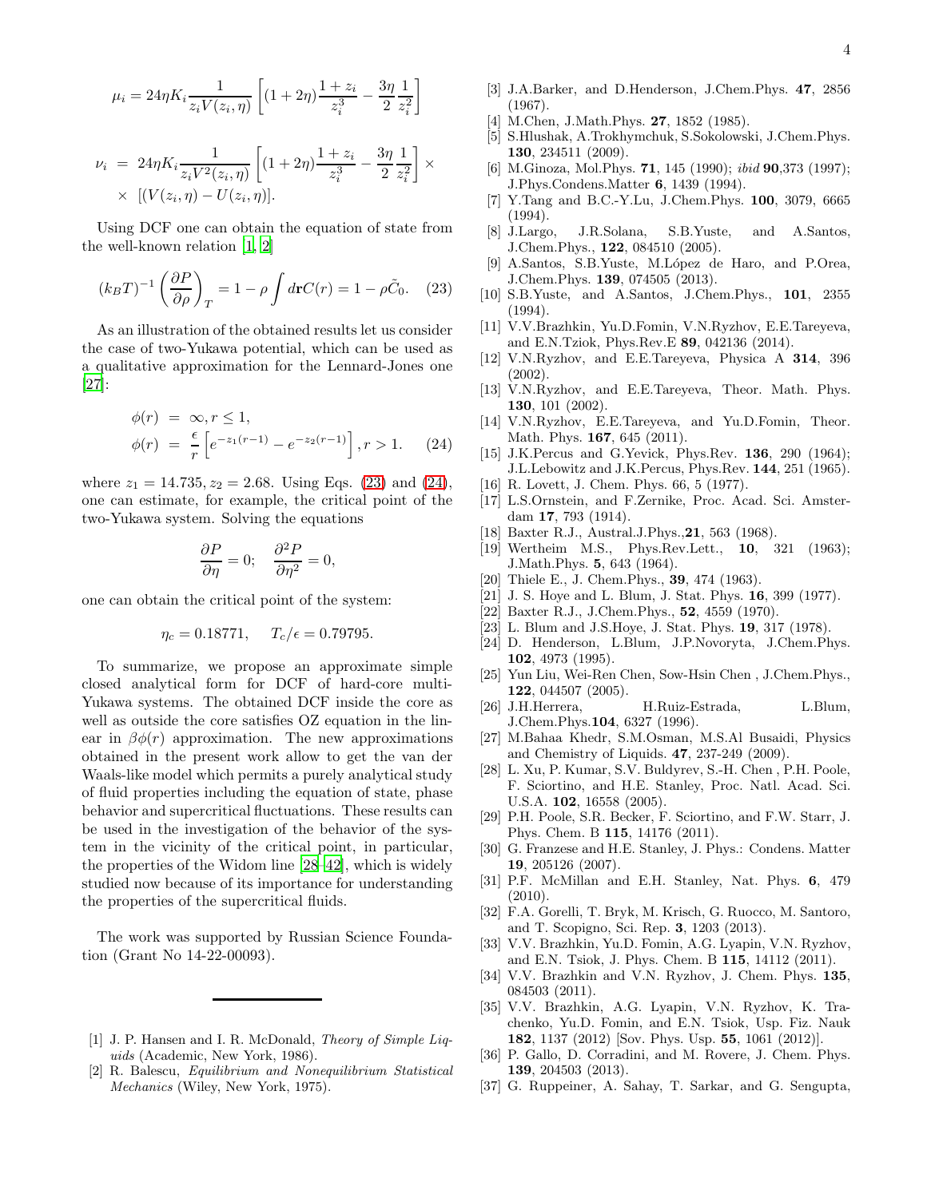$$\mu_i = 24\eta K_i \frac{1}{z_i V(z_i,\eta)} \left[ (1+2\eta)\frac{1+z_i}{z_i^3} - \frac{3\eta}{2}\frac{1}{z_i^2} \right]$$

$$\nu_i = 24\eta K_i \frac{1}{z_i V^2(z_i,\eta)} \left[ (1+2\eta)\frac{1+z_i}{z_i^3} - \frac{3\eta}{2}\frac{1}{z_i^2} \right] \times \times \, [(V(z_i,\eta) - U(z_i,\eta)].$$

Using DCF one can obtain the equation of state from the well-known relation [1, 2]

$$(k_B T)^{-1} \left( \frac{\partial P}{\partial \rho} \right)_T = 1 - \rho \int d\mathbf{r} C(r) = 1 - \rho \tilde{C}_0. \quad (23)$$

As an illustration of the obtained results let us consider the case of two-Yukawa potential, which can be used as a qualitative approximation for the Lennard-Jones one [27]:

$$\begin{aligned} \phi(r) &= \infty, r \leq 1, \\ \phi(r) &= \frac{\epsilon}{r}\left[ e^{-z_1(r-1)} - e^{-z_2(r-1)} \right], r > 1. \quad (24) \end{aligned}$$

where $z_1 = 14.735, z_2 = 2.68$. Using Eqs. (23) and (24), one can estimate, for example, the critical point of the two-Yukawa system. Solving the equations

$$\frac{\partial P}{\partial \eta} = 0; \quad \frac{\partial^2 P}{\partial \eta^2} = 0,$$

one can obtain the critical point of the system:

$$\eta_c = 0.18771, \quad T_c/\epsilon = 0.79795.$$

To summarize, we propose an approximate simple closed analytical form for DCF of hard-core multi-Yukawa systems. The obtained DCF inside the core as well as outside the core satisfies OZ equation in the linear in $\beta\phi(r)$ approximation. The new approximations obtained in the present work allow to get the van der Waals-like model which permits a purely analytical study of fluid properties including the equation of state, phase behavior and supercritical fluctuations. These results can be used in the investigation of the behavior of the system in the vicinity of the critical point, in particular, the properties of the Widom line [28–42], which is widely studied now because of its importance for understanding the properties of the supercritical fluids.

The work was supported by Russian Science Foundation (Grant No 14-22-00093).

---

[1] J. P. Hansen and I. R. McDonald, *Theory of Simple Liquids* (Academic, New York, 1986).
[2] R. Balescu, *Equilibrium and Nonequilibrium Statistical Mechanics* (Wiley, New York, 1975).
[3] J.A.Barker, and D.Henderson, J.Chem.Phys. **47**, 2856 (1967).
[4] M.Chen, J.Math.Phys. **27**, 1852 (1985).
[5] S.Hlushak, A.Trokhymchuk, S.Sokolowski, J.Chem.Phys. **130**, 234511 (2009).
[6] M.Ginoza, Mol.Phys. **71**, 145 (1990); *ibid* **90**,373 (1997); J.Phys.Condens.Matter **6**, 1439 (1994).
[7] Y.Tang and B.C.-Y.Lu, J.Chem.Phys. **100**, 3079, 6665 (1994).
[8] J.Largo, J.R.Solana, S.B.Yuste, and A.Santos, J.Chem.Phys., **122**, 084510 (2005).
[9] A.Santos, S.B.Yuste, M.López de Haro, and P.Orea, J.Chem.Phys. **139**, 074505 (2013).
[10] S.B.Yuste, and A.Santos, J.Chem.Phys., **101**, 2355 (1994).
[11] V.V.Brazhkin, Yu.D.Fomin, V.N.Ryzhov, E.E.Tareyeva, and E.N.Tziok, Phys.Rev.E **89**, 042136 (2014).
[12] V.N.Ryzhov, and E.E.Tareyeva, Physica A **314**, 396 (2002).
[13] V.N.Ryzhov, and E.E.Tareyeva, Theor. Math. Phys. **130**, 101 (2002).
[14] V.N.Ryzhov, E.E.Tareyeva, and Yu.D.Fomin, Theor. Math. Phys. **167**, 645 (2011).
[15] J.K.Percus and G.Yevick, Phys.Rev. **136**, 290 (1964); J.L.Lebowitz and J.K.Percus, Phys.Rev. **144**, 251 (1965).
[16] R. Lovett, J. Chem. Phys. 66, 5 (1977).
[17] L.S.Ornstein, and F.Zernike, Proc. Acad. Sci. Amsterdam **17**, 793 (1914).
[18] Baxter R.J., Austral.J.Phys.,**21**, 563 (1968).
[19] Wertheim M.S., Phys.Rev.Lett., **10**, 321 (1963); J.Math.Phys. **5**, 643 (1964).
[20] Thiele E., J. Chem.Phys., **39**, 474 (1963).
[21] J. S. Hoye and L. Blum, J. Stat. Phys. **16**, 399 (1977).
[22] Baxter R.J., J.Chem.Phys., **52**, 4559 (1970).
[23] L. Blum and J.S.Hoye, J. Stat. Phys. **19**, 317 (1978).
[24] D. Henderson, L.Blum, J.P.Novoryta, J.Chem.Phys. **102**, 4973 (1995).
[25] Yun Liu, Wei-Ren Chen, Sow-Hsin Chen , J.Chem.Phys., **122**, 044507 (2005).
[26] J.H.Herrera, H.Ruiz-Estrada, L.Blum, J.Chem.Phys.**104**, 6327 (1996).
[27] M.Bahaa Khedr, S.M.Osman, M.S.Al Busaidi, Physics and Chemistry of Liquids. **47**, 237-249 (2009).
[28] L. Xu, P. Kumar, S.V. Buldyrev, S.-H. Chen , P.H. Poole, F. Sciortino, and H.E. Stanley, Proc. Natl. Acad. Sci. U.S.A. **102**, 16558 (2005).
[29] P.H. Poole, S.R. Becker, F. Sciortino, and F.W. Starr, J. Phys. Chem. B **115**, 14176 (2011).
[30] G. Franzese and H.E. Stanley, J. Phys.: Condens. Matter **19**, 205126 (2007).
[31] P.F. McMillan and E.H. Stanley, Nat. Phys. **6**, 479 (2010).
[32] F.A. Gorelli, T. Bryk, M. Krisch, G. Ruocco, M. Santoro, and T. Scopigno, Sci. Rep. **3**, 1203 (2013).
[33] V.V. Brazhkin, Yu.D. Fomin, A.G. Lyapin, V.N. Ryzhov, and E.N. Tsiok, J. Phys. Chem. B **115**, 14112 (2011).
[34] V.V. Brazhkin and V.N. Ryzhov, J. Chem. Phys. **135**, 084503 (2011).
[35] V.V. Brazhkin, A.G. Lyapin, V.N. Ryzhov, K. Trachenko, Yu.D. Fomin, and E.N. Tsiok, Usp. Fiz. Nauk **182**, 1137 (2012) [Sov. Phys. Usp. **55**, 1061 (2012)].
[36] P. Gallo, D. Corradini, and M. Rovere, J. Chem. Phys. **139**, 204503 (2013).
[37] G. Ruppeiner, A. Sahay, T. Sarkar, and G. Sengupta,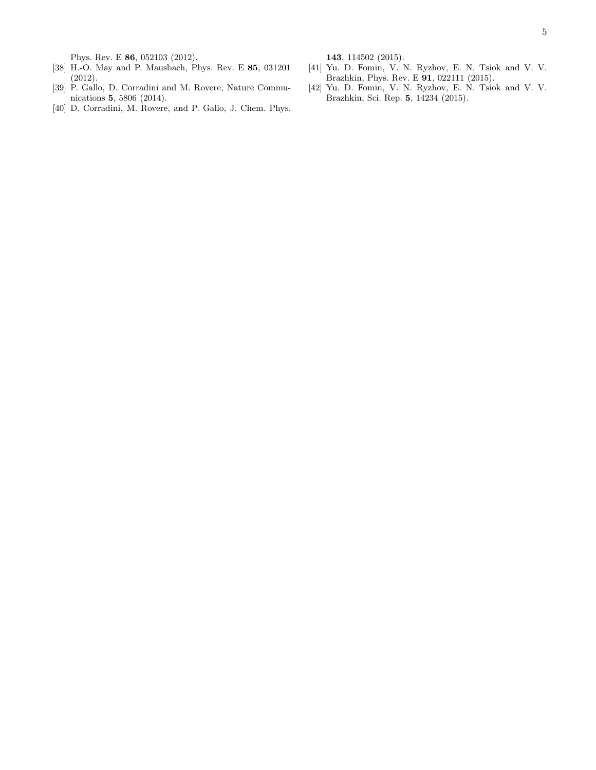Phys. Rev. E **86**, 052103 (2012).

[38] H.-O. May and P. Mausbach, Phys. Rev. E **85**, 031201 (2012).

[39] P. Gallo, D. Corradini and M. Rovere, Nature Communications **5**, 5806 (2014).

[40] D. Corradini, M. Rovere, and P. Gallo, J. Chem. Phys. **143**, 114502 (2015).

[41] Yu. D. Fomin, V. N. Ryzhov, E. N. Tsiok and V. V. Brazhkin, Phys. Rev. E **91**, 022111 (2015).

[42] Yu. D. Fomin, V. N. Ryzhov, E. N. Tsiok and V. V. Brazhkin, Sci. Rep. **5**, 14234 (2015).